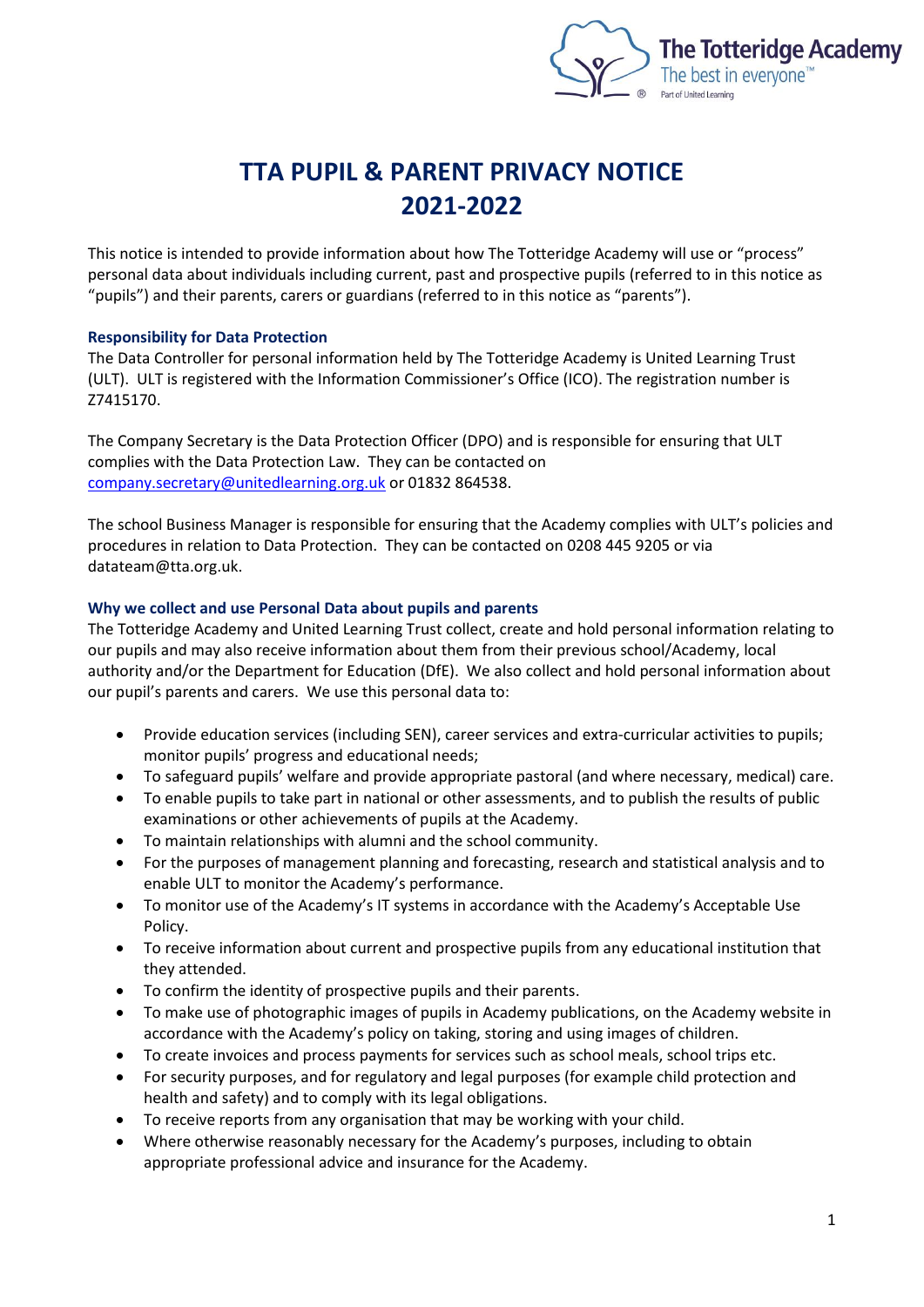# TTA PUPIL & PARENT PRIVACY NOTICE 2021-2022

This notice is intended to provide information about how The Totteridge Academy will use or "process" personal data about individuals including current, past and prospective pupils (referred to in this notice as "pupils") and their parents, carers or guardians (referred to in this notice as "parents").

### Responsibility for Data Protection

The Data Controller for personal information held by The Totteridge Academy is United Learning Trust (ULT). ULT is registered with the Information Commissioner's Office (ICO). The registration number is Z7415170.

The Company Secretary is the Data Protection Officer (DPO) and is responsible for ensuring that ULT complies with the Data Protection Law. They can be contacted on company.secretary@unitedlearning.org.uk or 01832 864538.

The school Business Manager is responsible for ensuring that the Academy complies with ULT's policies and procedures in relation to Data Protection. They can be contacted on 0208 445 9205 or via datateam@tta.org.uk.

### Why we collect and use Personal Data about pupils and parents

The Totteridge Academy and United Learning Trust collect, create and hold personal information relating to our pupils and may also receive information about them from their previous school/Academy, local authority and/or the Department for Education (DfE). We also collect and hold personal information about our pupil's parents and carers. We use this personal data to:

- Provide education services (including SEN), career services and extra-curricular activities to pupils; monitor pupils' progress and educational needs;
- To safeguard pupils' welfare and provide appropriate pastoral (and where necessary, medical) care.
- To enable pupils to take part in national or other assessments, and to publish the results of public examinations or other achievements of pupils at the Academy.
- To maintain relationships with alumni and the school community.
- For the purposes of management planning and forecasting, research and statistical analysis and to enable ULT to monitor the Academy's performance.
- To monitor use of the Academy's IT systems in accordance with the Academy's Acceptable Use Policy.
- To receive information about current and prospective pupils from any educational institution that they attended.
- To confirm the identity of prospective pupils and their parents.
- To make use of photographic images of pupils in Academy publications, on the Academy website in accordance with the Academy's policy on taking, storing and using images of children.
- To create invoices and process payments for services such as school meals, school trips etc.
- For security purposes, and for regulatory and legal purposes (for example child protection and health and safety) and to comply with its legal obligations.
- To receive reports from any organisation that may be working with your child.
- Where otherwise reasonably necessary for the Academy's purposes, including to obtain appropriate professional advice and insurance for the Academy.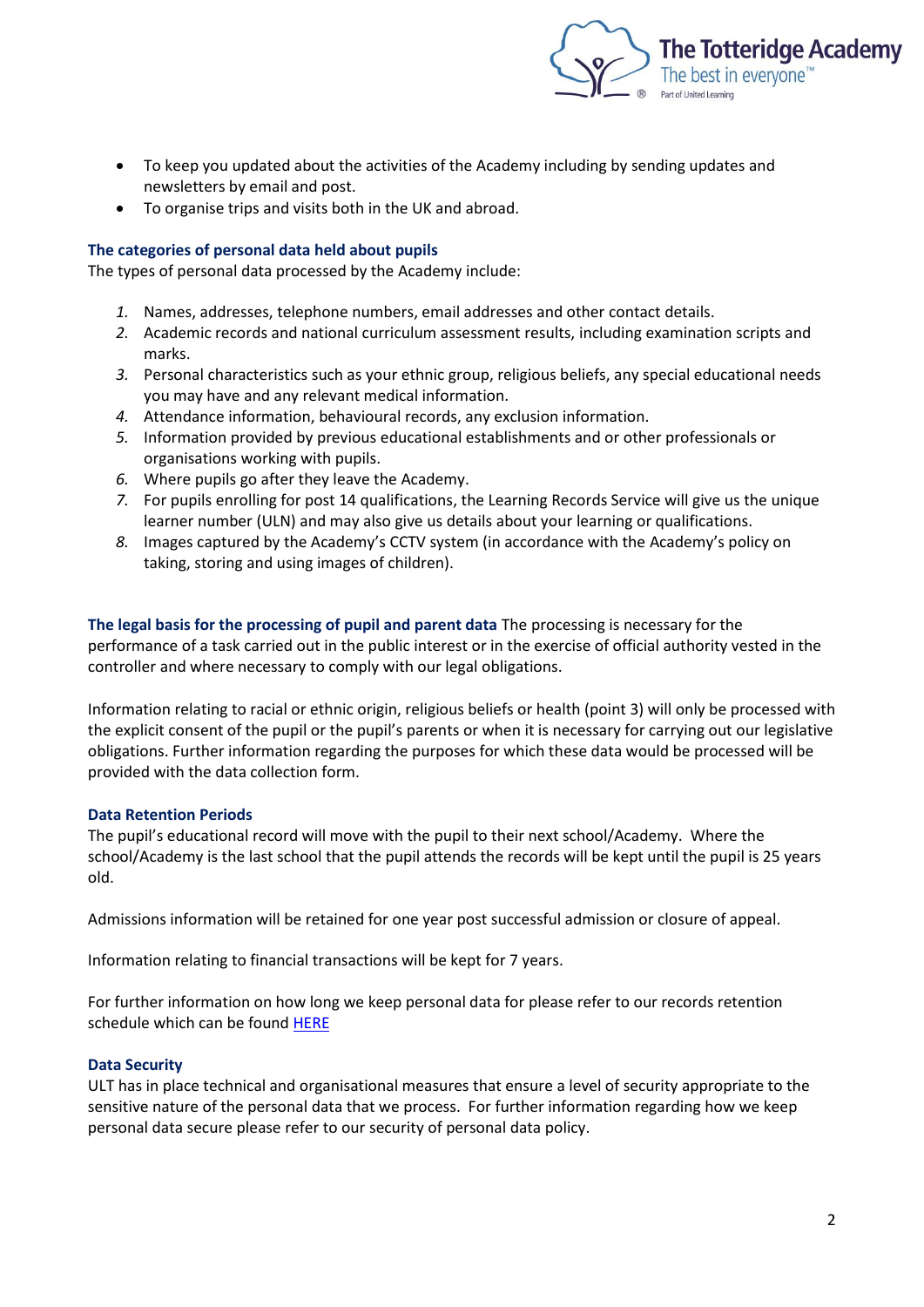- To keep you updated about the activities of the Academy including by sending updates and newsletters by email and post.
- To organise trips and visits both in the UK and abroad.

### The categories of personal data held about pupils

The types of personal data processed by the Academy include:

1. Names, addresses, telephone numbers, email addresses and other contact details.
2. Academic records and national curriculum assessment results, including examination scripts and marks.
3. Personal characteristics such as your ethnic group, religious beliefs, any special educational needs you may have and any relevant medical information.
4. Attendance information, behavioural records, any exclusion information.
5. Information provided by previous educational establishments and or other professionals or organisations working with pupils.
6. Where pupils go after they leave the Academy.
7. For pupils enrolling for post 14 qualifications, the Learning Records Service will give us the unique learner number (ULN) and may also give us details about your learning or qualifications.
8. Images captured by the Academy's CCTV system (in accordance with the Academy's policy on taking, storing and using images of children).

**The legal basis for the processing of pupil and parent data** The processing is necessary for the performance of a task carried out in the public interest or in the exercise of official authority vested in the controller and where necessary to comply with our legal obligations.

Information relating to racial or ethnic origin, religious beliefs or health (point 3) will only be processed with the explicit consent of the pupil or the pupil's parents or when it is necessary for carrying out our legislative obligations. Further information regarding the purposes for which these data would be processed will be provided with the data collection form.

### Data Retention Periods

The pupil's educational record will move with the pupil to their next school/Academy. Where the school/Academy is the last school that the pupil attends the records will be kept until the pupil is 25 years old.

Admissions information will be retained for one year post successful admission or closure of appeal.

Information relating to financial transactions will be kept for 7 years.

For further information on how long we keep personal data for please refer to our records retention schedule which can be found HERE

### Data Security

ULT has in place technical and organisational measures that ensure a level of security appropriate to the sensitive nature of the personal data that we process. For further information regarding how we keep personal data secure please refer to our security of personal data policy.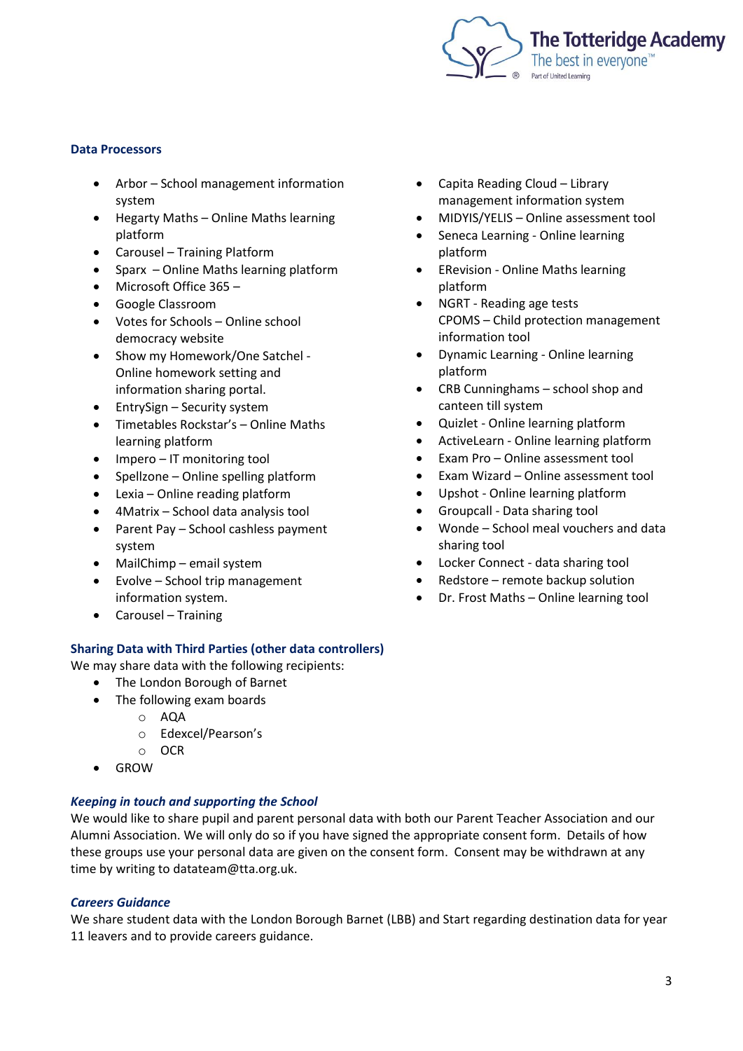### Data Processors

- Arbor – School management information system
- Hegarty Maths – Online Maths learning platform
- Carousel – Training Platform
- Sparx – Online Maths learning platform
- Microsoft Office 365 –
- Google Classroom
- Votes for Schools – Online school democracy website
- Show my Homework/One Satchel - Online homework setting and information sharing portal.
- EntrySign – Security system
- Timetables Rockstar's – Online Maths learning platform
- Impero – IT monitoring tool
- Spellzone – Online spelling platform
- Lexia – Online reading platform
- 4Matrix – School data analysis tool
- Parent Pay – School cashless payment system
- MailChimp – email system
- Evolve – School trip management information system.
- Carousel – Training
- Capita Reading Cloud – Library management information system
- MIDYIS/YELIS – Online assessment tool
- Seneca Learning - Online learning platform
- ERevision - Online Maths learning platform
- NGRT - Reading age tests
  CPOMS – Child protection management information tool
- Dynamic Learning - Online learning platform
- CRB Cunninghams – school shop and canteen till system
- Quizlet - Online learning platform
- ActiveLearn - Online learning platform
- Exam Pro – Online assessment tool
- Exam Wizard – Online assessment tool
- Upshot - Online learning platform
- Groupcall - Data sharing tool
- Wonde – School meal vouchers and data sharing tool
- Locker Connect - data sharing tool
- Redstore – remote backup solution
- Dr. Frost Maths – Online learning tool

### Sharing Data with Third Parties (other data controllers)

We may share data with the following recipients:

- The London Borough of Barnet
- The following exam boards
  - AQA
  - Edexcel/Pearson's
  - OCR
- GROW

### *Keeping in touch and supporting the School*

We would like to share pupil and parent personal data with both our Parent Teacher Association and our Alumni Association. We will only do so if you have signed the appropriate consent form. Details of how these groups use your personal data are given on the consent form. Consent may be withdrawn at any time by writing to datateam@tta.org.uk.

### *Careers Guidance*

We share student data with the London Borough Barnet (LBB) and Start regarding destination data for year 11 leavers and to provide careers guidance.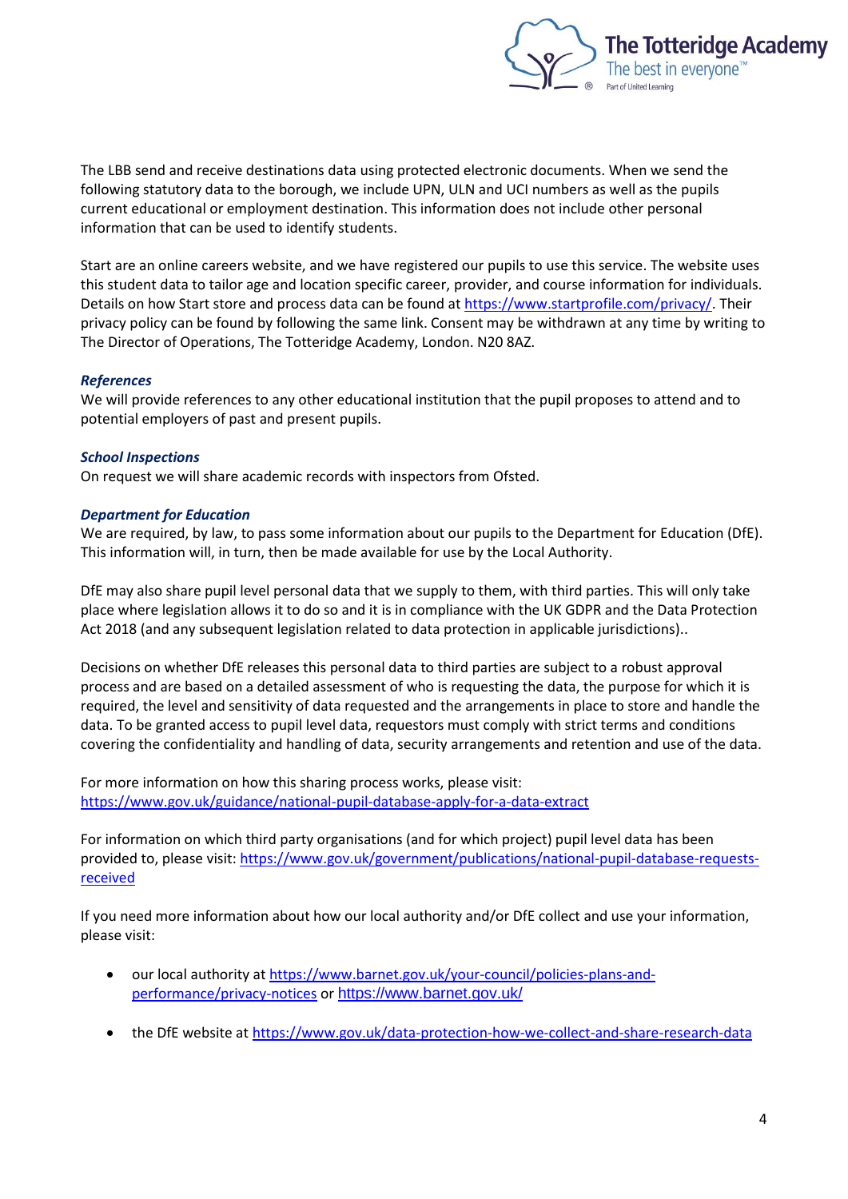The LBB send and receive destinations data using protected electronic documents. When we send the following statutory data to the borough, we include UPN, ULN and UCI numbers as well as the pupils current educational or employment destination. This information does not include other personal information that can be used to identify students.

Start are an online careers website, and we have registered our pupils to use this service. The website uses this student data to tailor age and location specific career, provider, and course information for individuals. Details on how Start store and process data can be found at https://www.startprofile.com/privacy/. Their privacy policy can be found by following the same link. Consent may be withdrawn at any time by writing to The Director of Operations, The Totteridge Academy, London. N20 8AZ.

### *References*

We will provide references to any other educational institution that the pupil proposes to attend and to potential employers of past and present pupils.

### *School Inspections*

On request we will share academic records with inspectors from Ofsted.

### *Department for Education*

We are required, by law, to pass some information about our pupils to the Department for Education (DfE). This information will, in turn, then be made available for use by the Local Authority.

DfE may also share pupil level personal data that we supply to them, with third parties. This will only take place where legislation allows it to do so and it is in compliance with the UK GDPR and the Data Protection Act 2018 (and any subsequent legislation related to data protection in applicable jurisdictions)..

Decisions on whether DfE releases this personal data to third parties are subject to a robust approval process and are based on a detailed assessment of who is requesting the data, the purpose for which it is required, the level and sensitivity of data requested and the arrangements in place to store and handle the data. To be granted access to pupil level data, requestors must comply with strict terms and conditions covering the confidentiality and handling of data, security arrangements and retention and use of the data.

For more information on how this sharing process works, please visit:
https://www.gov.uk/guidance/national-pupil-database-apply-for-a-data-extract

For information on which third party organisations (and for which project) pupil level data has been provided to, please visit: https://www.gov.uk/government/publications/national-pupil-database-requests-received

If you need more information about how our local authority and/or DfE collect and use your information, please visit:

- our local authority at https://www.barnet.gov.uk/your-council/policies-plans-and-performance/privacy-notices or https://www.barnet.gov.uk/
- the DfE website at https://www.gov.uk/data-protection-how-we-collect-and-share-research-data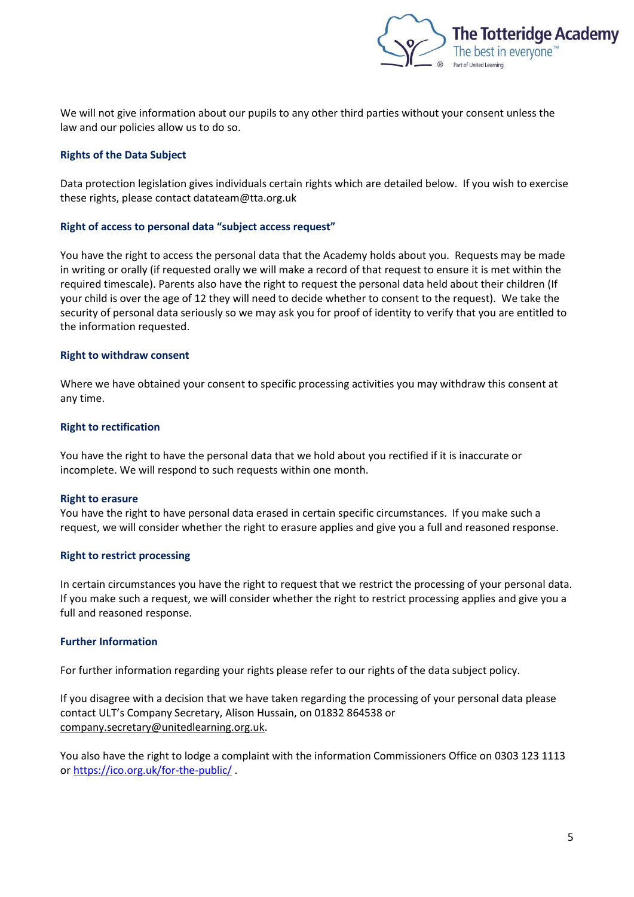We will not give information about our pupils to any other third parties without your consent unless the law and our policies allow us to do so.

### Rights of the Data Subject

Data protection legislation gives individuals certain rights which are detailed below. If you wish to exercise these rights, please contact datateam@tta.org.uk

### Right of access to personal data "subject access request"

You have the right to access the personal data that the Academy holds about you. Requests may be made in writing or orally (if requested orally we will make a record of that request to ensure it is met within the required timescale). Parents also have the right to request the personal data held about their children (If your child is over the age of 12 they will need to decide whether to consent to the request). We take the security of personal data seriously so we may ask you for proof of identity to verify that you are entitled to the information requested.

### Right to withdraw consent

Where we have obtained your consent to specific processing activities you may withdraw this consent at any time.

### Right to rectification

You have the right to have the personal data that we hold about you rectified if it is inaccurate or incomplete. We will respond to such requests within one month.

### Right to erasure

You have the right to have personal data erased in certain specific circumstances. If you make such a request, we will consider whether the right to erasure applies and give you a full and reasoned response.

### Right to restrict processing

In certain circumstances you have the right to request that we restrict the processing of your personal data. If you make such a request, we will consider whether the right to restrict processing applies and give you a full and reasoned response.

### Further Information

For further information regarding your rights please refer to our rights of the data subject policy.

If you disagree with a decision that we have taken regarding the processing of your personal data please contact ULT's Company Secretary, Alison Hussain, on 01832 864538 or company.secretary@unitedlearning.org.uk.

You also have the right to lodge a complaint with the information Commissioners Office on 0303 123 1113 or https://ico.org.uk/for-the-public/ .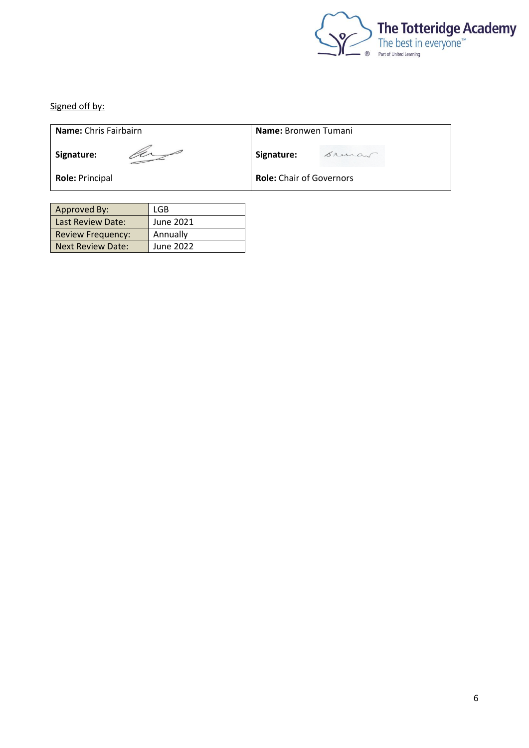Signed off by:

| | |
|---|---|
| **Name:** Chris Fairbairn | **Name:** Bronwen Tumani |
| **Signature:** | **Signature:** |
| **Role:** Principal | **Role:** Chair of Governors |

| | |
|---|---|
| Approved By: | LGB |
| Last Review Date: | June 2021 |
| Review Frequency: | Annually |
| Next Review Date: | June 2022 |